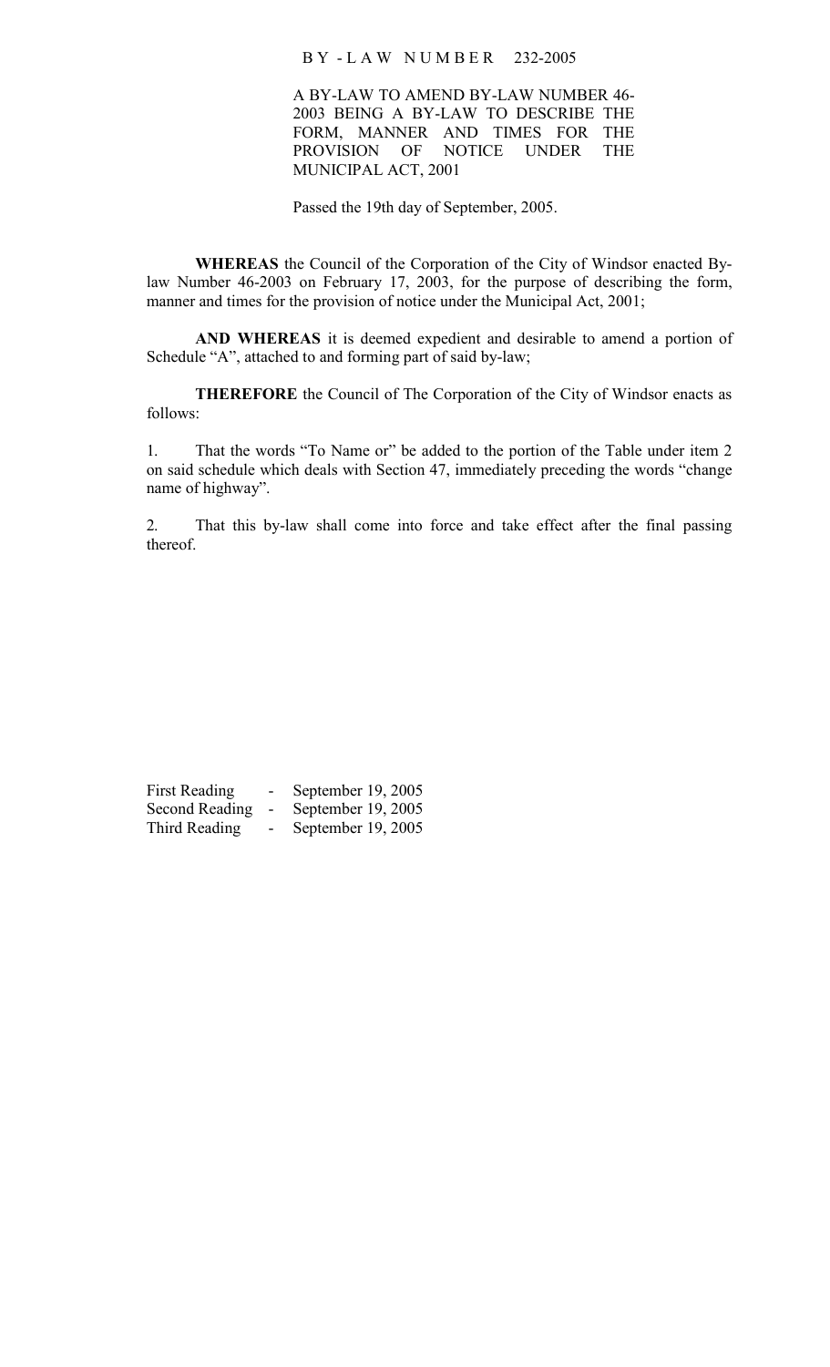# BY-LAW NUMBER 232-2005

A BY-LAW TO AMEND BY-LAW NUMBER 46-2003 BEING A BY-LAW TO DESCRIBE THE FORM, MANNER AND TIMES FOR THE PROVISION OF NOTICE UNDER THE MUNICIPAL ACT, 2001

Passed the 19th day of September, 2005.

**WHEREAS** the Council of the Corporation of the City of Windsor enacted By-law Number 46-2003 on February 17, 2003, for the purpose of describing the form, manner and times for the provision of notice under the Municipal Act, 2001;

**AND WHEREAS** it is deemed expedient and desirable to amend a portion of Schedule "A", attached to and forming part of said by-law;

**THEREFORE** the Council of The Corporation of the City of Windsor enacts as follows:

1. That the words "To Name or" be added to the portion of the Table under item 2 on said schedule which deals with Section 47, immediately preceding the words "change name of highway".

2. That this by-law shall come into force and take effect after the final passing thereof.

| | | |
|---|---|---|
| First Reading | - | September 19, 2005 |
| Second Reading | - | September 19, 2005 |
| Third Reading | - | September 19, 2005 |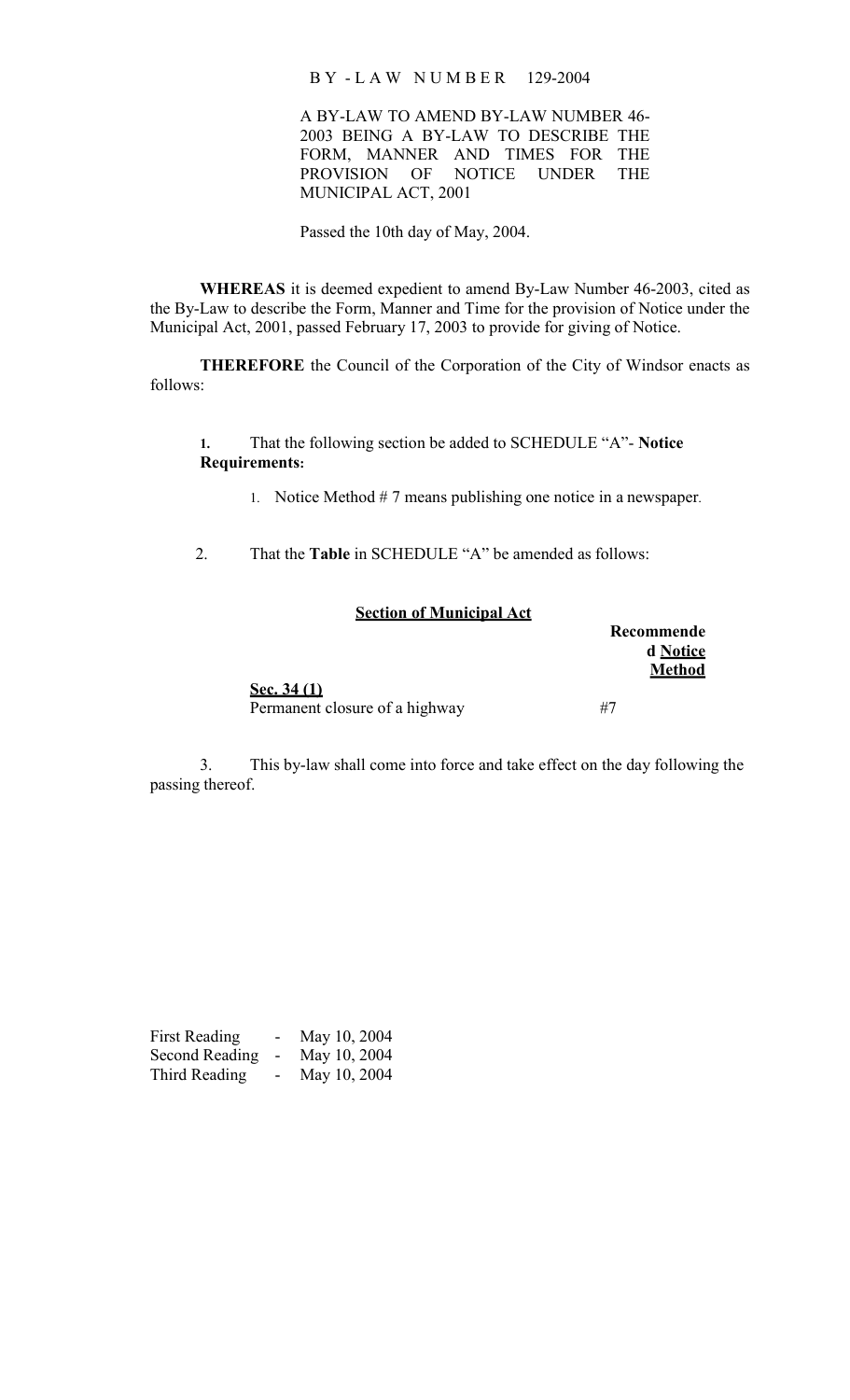BY-LAW NUMBER 129-2004

A BY-LAW TO AMEND BY-LAW NUMBER 46-2003 BEING A BY-LAW TO DESCRIBE THE FORM, MANNER AND TIMES FOR THE PROVISION OF NOTICE UNDER THE MUNICIPAL ACT, 2001

Passed the 10th day of May, 2004.

**WHEREAS** it is deemed expedient to amend By-Law Number 46-2003, cited as the By-Law to describe the Form, Manner and Time for the provision of Notice under the Municipal Act, 2001, passed February 17, 2003 to provide for giving of Notice.

**THEREFORE** the Council of the Corporation of the City of Windsor enacts as follows:

**1.** That the following section be added to SCHEDULE "A"- **Notice Requirements:**

1. Notice Method # 7 means publishing one notice in a newspaper.

2. That the **Table** in SCHEDULE "A" be amended as follows:

| **Section of Municipal Act** | **Recommended Notice Method** |
|---|---|
| **Sec. 34 (1)** Permanent closure of a highway | #7 |

3. This by-law shall come into force and take effect on the day following the passing thereof.

First Reading - May 10, 2004
Second Reading - May 10, 2004
Third Reading - May 10, 2004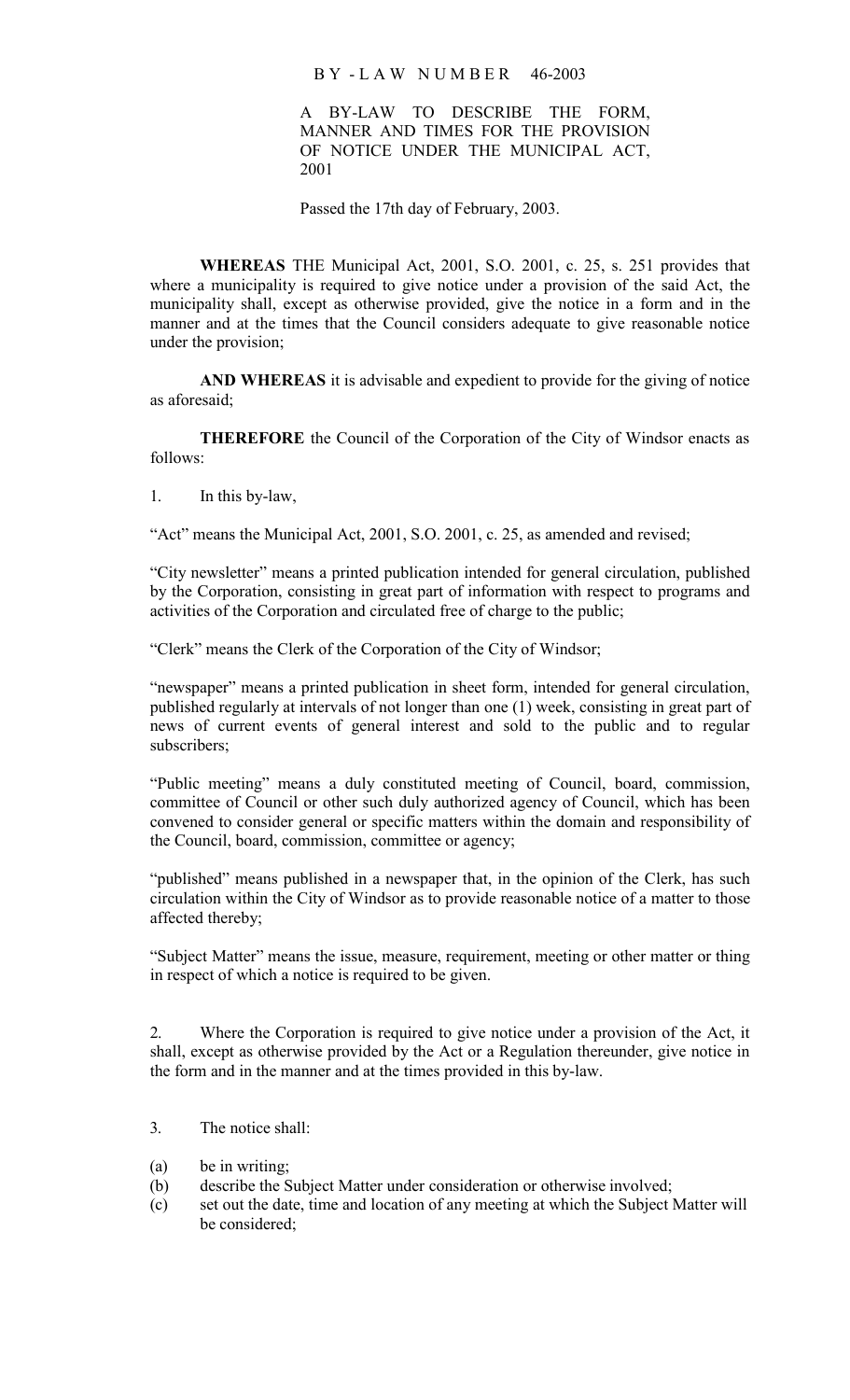# BY-LAW NUMBER 46-2003

A BY-LAW TO DESCRIBE THE FORM, MANNER AND TIMES FOR THE PROVISION OF NOTICE UNDER THE MUNICIPAL ACT, 2001

Passed the 17th day of February, 2003.

**WHEREAS** THE Municipal Act, 2001, S.O. 2001, c. 25, s. 251 provides that where a municipality is required to give notice under a provision of the said Act, the municipality shall, except as otherwise provided, give the notice in a form and in the manner and at the times that the Council considers adequate to give reasonable notice under the provision;

**AND WHEREAS** it is advisable and expedient to provide for the giving of notice as aforesaid;

**THEREFORE** the Council of the Corporation of the City of Windsor enacts as follows:

1. In this by-law,

"Act" means the Municipal Act, 2001, S.O. 2001, c. 25, as amended and revised;

"City newsletter" means a printed publication intended for general circulation, published by the Corporation, consisting in great part of information with respect to programs and activities of the Corporation and circulated free of charge to the public;

"Clerk" means the Clerk of the Corporation of the City of Windsor;

"newspaper" means a printed publication in sheet form, intended for general circulation, published regularly at intervals of not longer than one (1) week, consisting in great part of news of current events of general interest and sold to the public and to regular subscribers;

"Public meeting" means a duly constituted meeting of Council, board, commission, committee of Council or other such duly authorized agency of Council, which has been convened to consider general or specific matters within the domain and responsibility of the Council, board, commission, committee or agency;

"published" means published in a newspaper that, in the opinion of the Clerk, has such circulation within the City of Windsor as to provide reasonable notice of a matter to those affected thereby;

"Subject Matter" means the issue, measure, requirement, meeting or other matter or thing in respect of which a notice is required to be given.

2. Where the Corporation is required to give notice under a provision of the Act, it shall, except as otherwise provided by the Act or a Regulation thereunder, give notice in the form and in the manner and at the times provided in this by-law.

3. The notice shall:

(a) be in writing;
(b) describe the Subject Matter under consideration or otherwise involved;
(c) set out the date, time and location of any meeting at which the Subject Matter will be considered;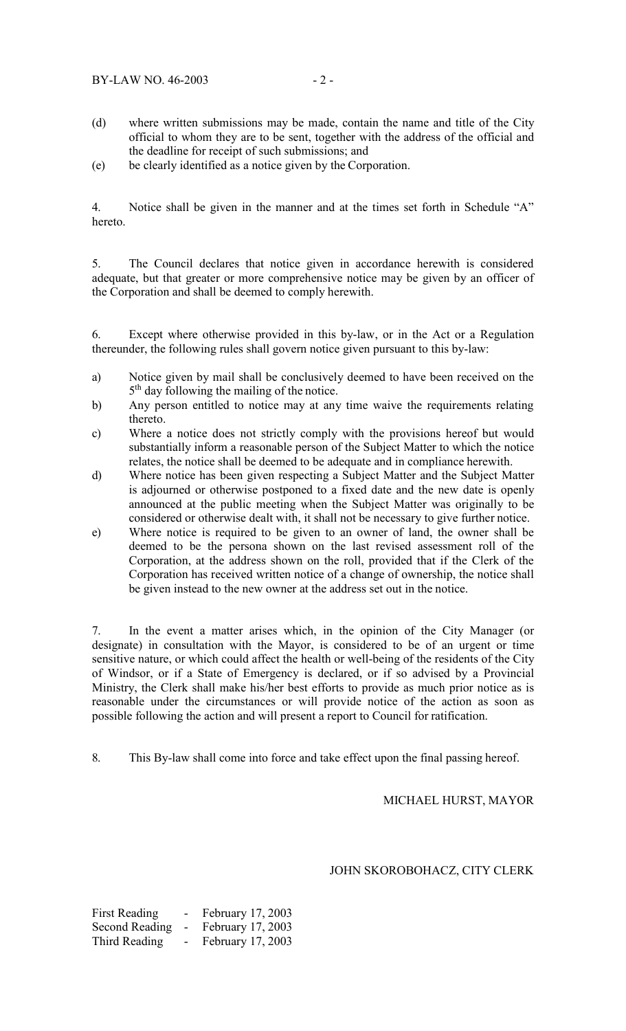(d) where written submissions may be made, contain the name and title of the City official to whom they are to be sent, together with the address of the official and the deadline for receipt of such submissions; and

(e) be clearly identified as a notice given by the Corporation.

4. Notice shall be given in the manner and at the times set forth in Schedule "A" hereto.

5. The Council declares that notice given in accordance herewith is considered adequate, but that greater or more comprehensive notice may be given by an officer of the Corporation and shall be deemed to comply herewith.

6. Except where otherwise provided in this by-law, or in the Act or a Regulation thereunder, the following rules shall govern notice given pursuant to this by-law:

a) Notice given by mail shall be conclusively deemed to have been received on the 5th day following the mailing of the notice.

b) Any person entitled to notice may at any time waive the requirements relating thereto.

c) Where a notice does not strictly comply with the provisions hereof but would substantially inform a reasonable person of the Subject Matter to which the notice relates, the notice shall be deemed to be adequate and in compliance herewith.

d) Where notice has been given respecting a Subject Matter and the Subject Matter is adjourned or otherwise postponed to a fixed date and the new date is openly announced at the public meeting when the Subject Matter was originally to be considered or otherwise dealt with, it shall not be necessary to give further notice.

e) Where notice is required to be given to an owner of land, the owner shall be deemed to be the persona shown on the last revised assessment roll of the Corporation, at the address shown on the roll, provided that if the Clerk of the Corporation has received written notice of a change of ownership, the notice shall be given instead to the new owner at the address set out in the notice.

7. In the event a matter arises which, in the opinion of the City Manager (or designate) in consultation with the Mayor, is considered to be of an urgent or time sensitive nature, or which could affect the health or well-being of the residents of the City of Windsor, or if a State of Emergency is declared, or if so advised by a Provincial Ministry, the Clerk shall make his/her best efforts to provide as much prior notice as is reasonable under the circumstances or will provide notice of the action as soon as possible following the action and will present a report to Council for ratification.

8. This By-law shall come into force and take effect upon the final passing hereof.

MICHAEL HURST, MAYOR

JOHN SKOROBOHACZ, CITY CLERK

First Reading - February 17, 2003
Second Reading - February 17, 2003
Third Reading - February 17, 2003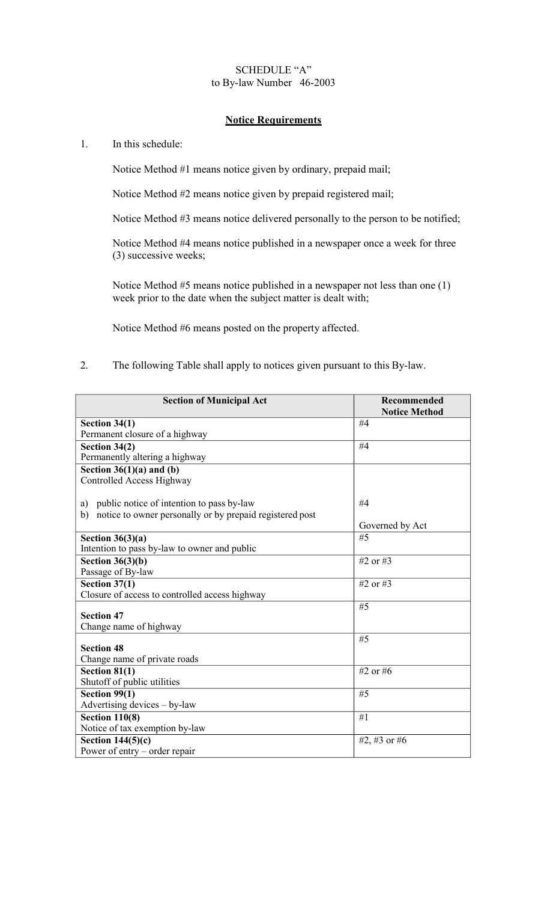SCHEDULE "A"
to By-law Number 46-2003

**Notice Requirements**

1. In this schedule:

   Notice Method #1 means notice given by ordinary, prepaid mail;

   Notice Method #2 means notice given by prepaid registered mail;

   Notice Method #3 means notice delivered personally to the person to be notified;

   Notice Method #4 means notice published in a newspaper once a week for three (3) successive weeks;

   Notice Method #5 means notice published in a newspaper not less than one (1) week prior to the date when the subject matter is dealt with;

   Notice Method #6 means posted on the property affected.

2. The following Table shall apply to notices given pursuant to this By-law.

| Section of Municipal Act | Recommended Notice Method |
|---|---|
| **Section 34(1)**<br>Permanent closure of a highway | #4 |
| **Section 34(2)**<br>Permanently altering a highway | #4 |
| **Section 36(1)(a) and (b)**<br>Controlled Access Highway<br><br>a) public notice of intention to pass by-law<br>b) notice to owner personally or by prepaid registered post | <br><br><br>#4<br><br>Governed by Act |
| **Section 36(3)(a)**<br>Intention to pass by-law to owner and public | #5 |
| **Section 36(3)(b)**<br>Passage of By-law | #2 or #3 |
| **Section 37(1)**<br>Closure of access to controlled access highway | #2 or #3 |
| **Section 47**<br>Change name of highway | #5 |
| **Section 48**<br>Change name of private roads | #5 |
| **Section 81(1)**<br>Shutoff of public utilities | #2 or #6 |
| **Section 99(1)**<br>Advertising devices – by-law | #5 |
| **Section 110(8)**<br>Notice of tax exemption by-law | #1 |
| **Section 144(5)(c)**<br>Power of entry – order repair | #2, #3 or #6 |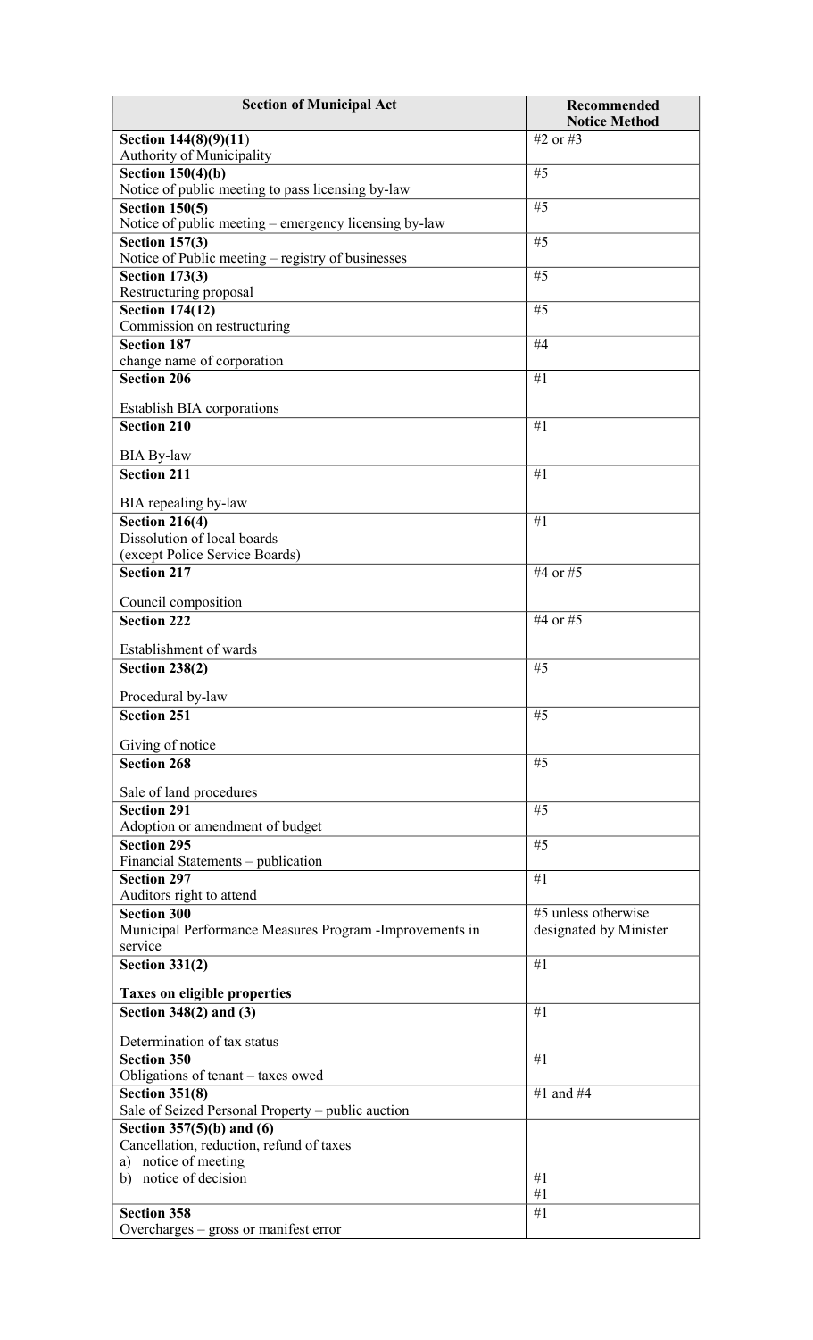| Section of Municipal Act | Recommended Notice Method |
| --- | --- |
| **Section 144(8)(9)(11)**<br>Authority of Municipality | #2 or #3 |
| **Section 150(4)(b)**<br>Notice of public meeting to pass licensing by-law | #5 |
| **Section 150(5)**<br>Notice of public meeting – emergency licensing by-law | #5 |
| **Section 157(3)**<br>Notice of Public meeting – registry of businesses | #5 |
| **Section 173(3)**<br>Restructuring proposal | #5 |
| **Section 174(12)**<br>Commission on restructuring | #5 |
| **Section 187**<br>change name of corporation | #4 |
| **Section 206**<br><br>Establish BIA corporations | #1 |
| **Section 210**<br><br>BIA By-law | #1 |
| **Section 211**<br><br>BIA repealing by-law | #1 |
| **Section 216(4)**<br>Dissolution of local boards<br>(except Police Service Boards) | #1 |
| **Section 217**<br><br>Council composition | #4 or #5 |
| **Section 222**<br><br>Establishment of wards | #4 or #5 |
| **Section 238(2)**<br><br>Procedural by-law | #5 |
| **Section 251**<br><br>Giving of notice | #5 |
| **Section 268**<br><br>Sale of land procedures | #5 |
| **Section 291**<br>Adoption or amendment of budget | #5 |
| **Section 295**<br>Financial Statements – publication | #5 |
| **Section 297**<br>Auditors right to attend | #1 |
| **Section 300**<br>Municipal Performance Measures Program -Improvements in service | #5 unless otherwise designated by Minister |
| **Section 331(2)**<br><br>**Taxes on eligible properties** | #1 |
| **Section 348(2) and (3)**<br><br>Determination of tax status | #1 |
| **Section 350**<br>Obligations of tenant – taxes owed | #1 |
| **Section 351(8)**<br>Sale of Seized Personal Property – public auction | #1 and #4 |
| **Section 357(5)(b) and (6)**<br>Cancellation, reduction, refund of taxes<br>a) notice of meeting<br>b) notice of decision | <br><br>#1<br>#1 |
| **Section 358**<br>Overcharges – gross or manifest error | #1 |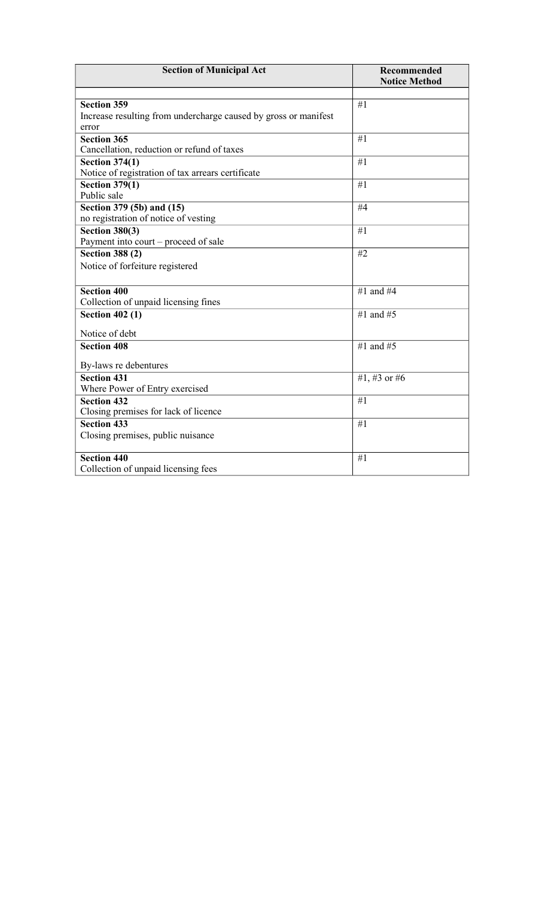| Section of Municipal Act | Recommended Notice Method |
|---|---|
| | |
| **Section 359**<br>Increase resulting from undercharge caused by gross or manifest error | #1 |
| **Section 365**<br>Cancellation, reduction or refund of taxes | #1 |
| **Section 374(1)**<br>Notice of registration of tax arrears certificate | #1 |
| **Section 379(1)**<br>Public sale | #1 |
| **Section 379 (5b) and (15)**<br>no registration of notice of vesting | #4 |
| **Section 380(3)**<br>Payment into court – proceed of sale | #1 |
| **Section 388 (2)**<br>Notice of forfeiture registered | #2 |
| **Section 400**<br>Collection of unpaid licensing fines | #1 and #4 |
| **Section 402 (1)**<br>Notice of debt | #1 and #5 |
| **Section 408**<br>By-laws re debentures | #1 and #5 |
| **Section 431**<br>Where Power of Entry exercised | #1, #3 or #6 |
| **Section 432**<br>Closing premises for lack of licence | #1 |
| **Section 433**<br>Closing premises, public nuisance | #1 |
| **Section 440**<br>Collection of unpaid licensing fees | #1 |